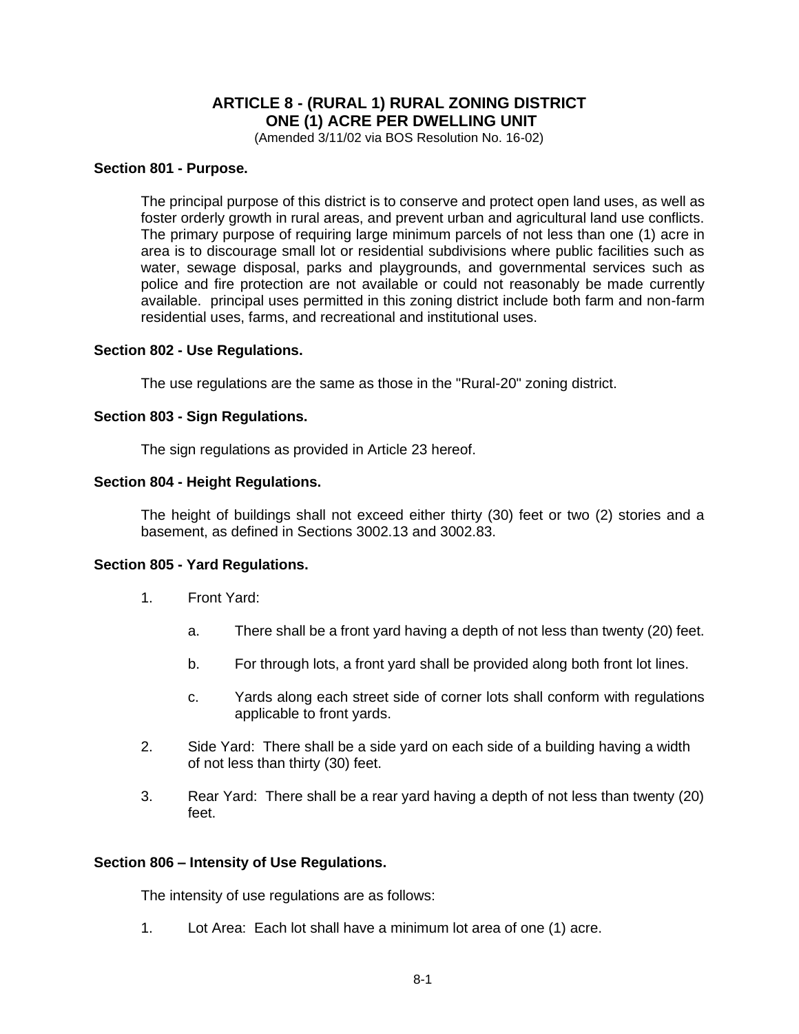# ARTICLE 8 - (RURAL 1) RURAL ZONING DISTRICT ONE (1) ACRE PER DWELLING UNIT

(Amended 3/11/02 via BOS Resolution No. 16-02)

**Section 801 - Purpose.**

The principal purpose of this district is to conserve and protect open land uses, as well as foster orderly growth in rural areas, and prevent urban and agricultural land use conflicts. The primary purpose of requiring large minimum parcels of not less than one (1) acre in area is to discourage small lot or residential subdivisions where public facilities such as water, sewage disposal, parks and playgrounds, and governmental services such as police and fire protection are not available or could not reasonably be made currently available. principal uses permitted in this zoning district include both farm and non-farm residential uses, farms, and recreational and institutional uses.

**Section 802 - Use Regulations.**

The use regulations are the same as those in the "Rural-20" zoning district.

**Section 803 - Sign Regulations.**

The sign regulations as provided in Article 23 hereof.

**Section 804 - Height Regulations.**

The height of buildings shall not exceed either thirty (30) feet or two (2) stories and a basement, as defined in Sections 3002.13 and 3002.83.

**Section 805 - Yard Regulations.**

1. Front Yard:
   a. There shall be a front yard having a depth of not less than twenty (20) feet.
   b. For through lots, a front yard shall be provided along both front lot lines.
   c. Yards along each street side of corner lots shall conform with regulations applicable to front yards.
2. Side Yard: There shall be a side yard on each side of a building having a width of not less than thirty (30) feet.
3. Rear Yard: There shall be a rear yard having a depth of not less than twenty (20) feet.

**Section 806 – Intensity of Use Regulations.**

The intensity of use regulations are as follows:

1. Lot Area: Each lot shall have a minimum lot area of one (1) acre.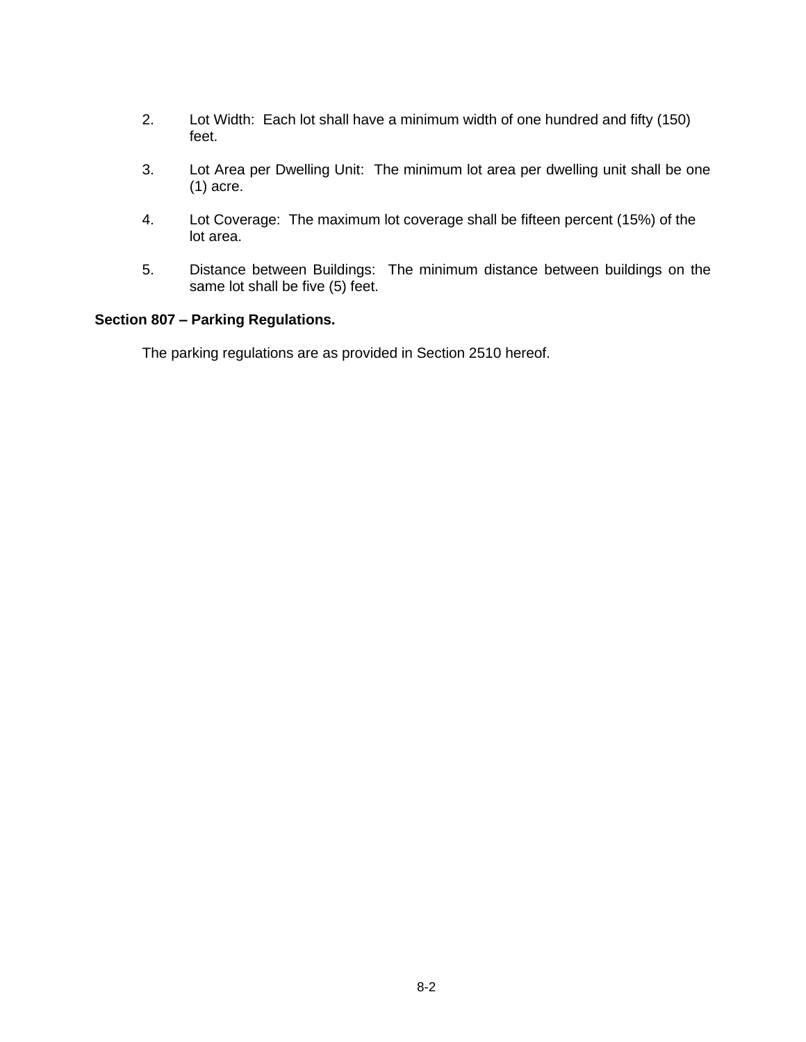2. Lot Width: Each lot shall have a minimum width of one hundred and fifty (150) feet.

3. Lot Area per Dwelling Unit: The minimum lot area per dwelling unit shall be one (1) acre.

4. Lot Coverage: The maximum lot coverage shall be fifteen percent (15%) of the lot area.

5. Distance between Buildings: The minimum distance between buildings on the same lot shall be five (5) feet.

**Section 807 – Parking Regulations.**

The parking regulations are as provided in Section 2510 hereof.